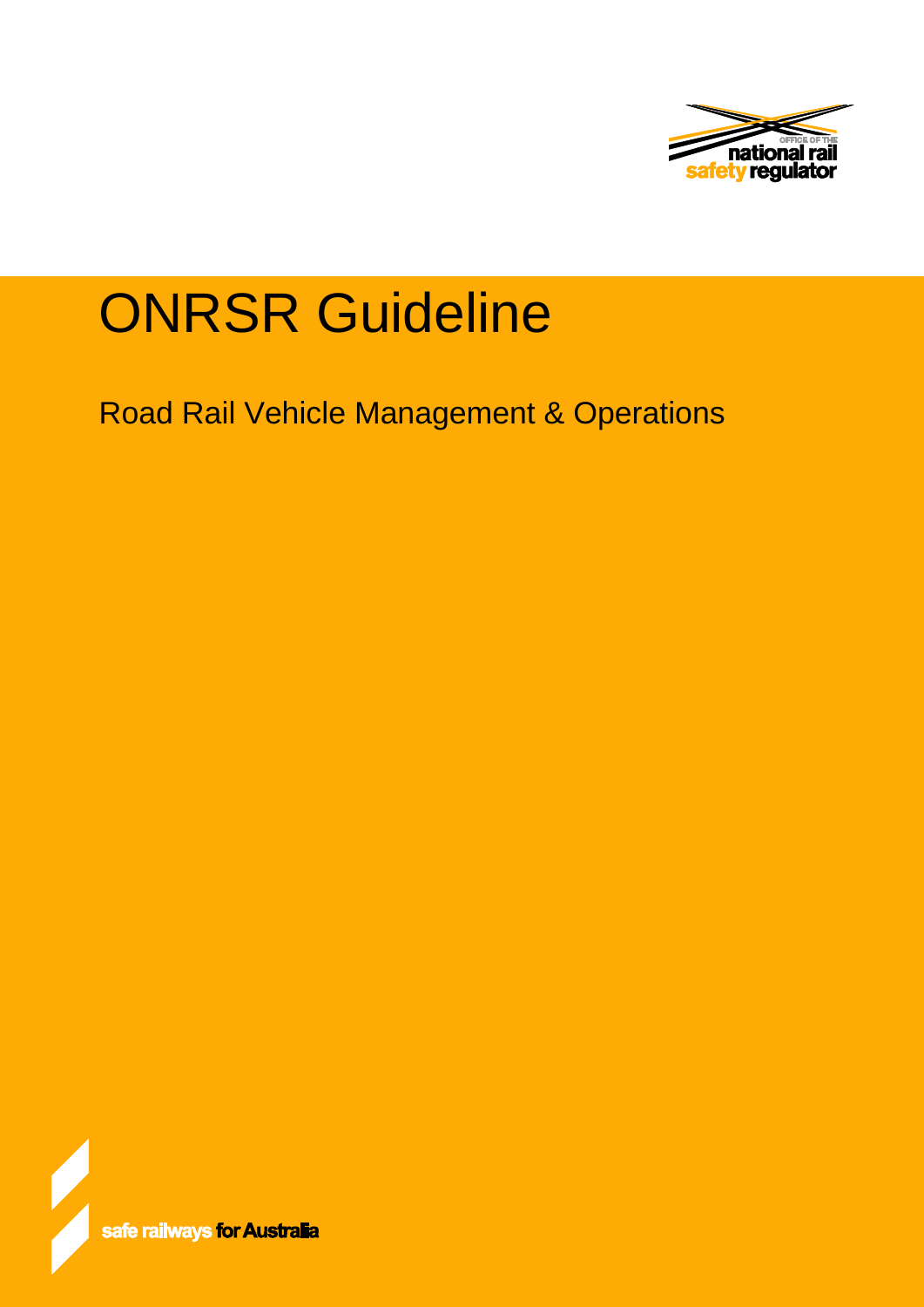OFFICE OF THE national rail safety regulator

# ONRSR Guideline

## Road Rail Vehicle Management & Operations

safe railways for Australia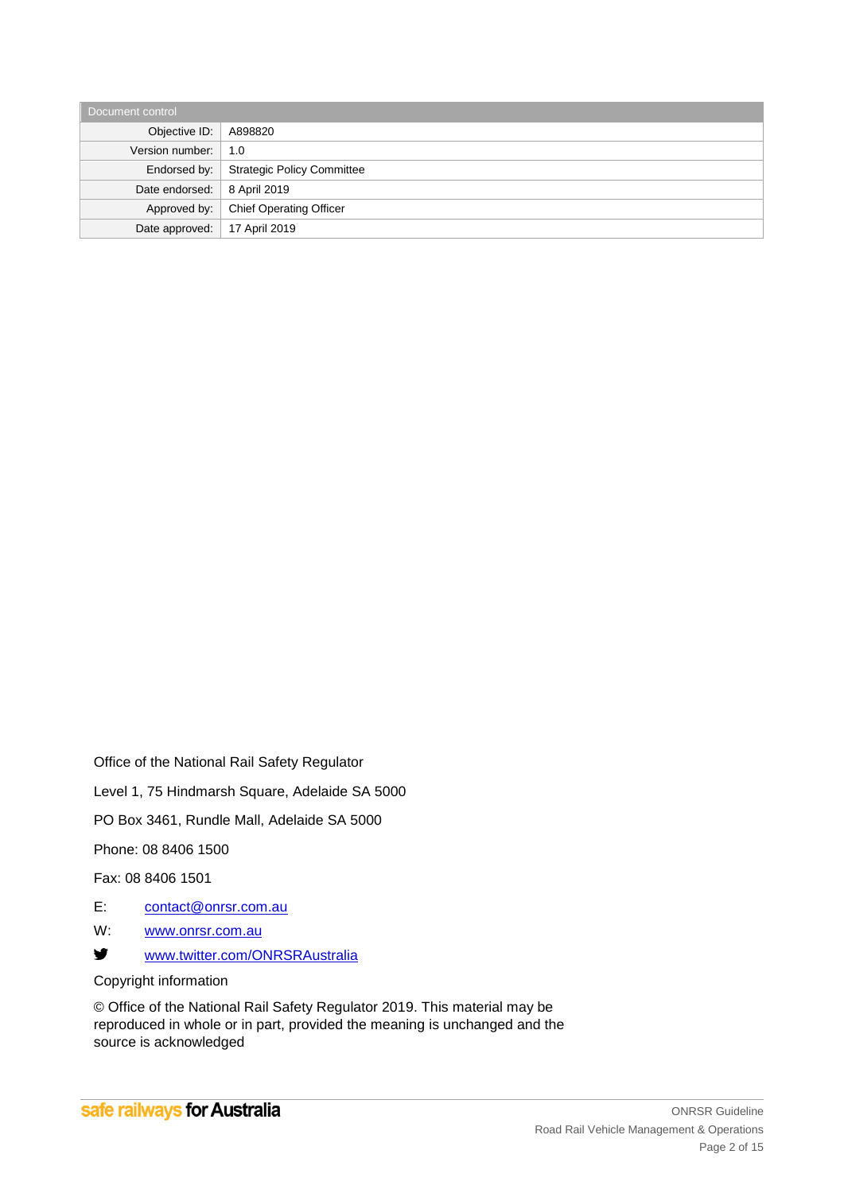| Document control | |
|---|---|
| Objective ID: | A898820 |
| Version number: | 1.0 |
| Endorsed by: | Strategic Policy Committee |
| Date endorsed: | 8 April 2019 |
| Approved by: | Chief Operating Officer |
| Date approved: | 17 April 2019 |

Office of the National Rail Safety Regulator

Level 1, 75 Hindmarsh Square, Adelaide SA 5000

PO Box 3461, Rundle Mall, Adelaide SA 5000

Phone: 08 8406 1500

Fax: 08 8406 1501

E: contact@onrsr.com.au

W: www.onrsr.com.au

www.twitter.com/ONRSRAustralia

Copyright information

© Office of the National Rail Safety Regulator 2019. This material may be reproduced in whole or in part, provided the meaning is unchanged and the source is acknowledged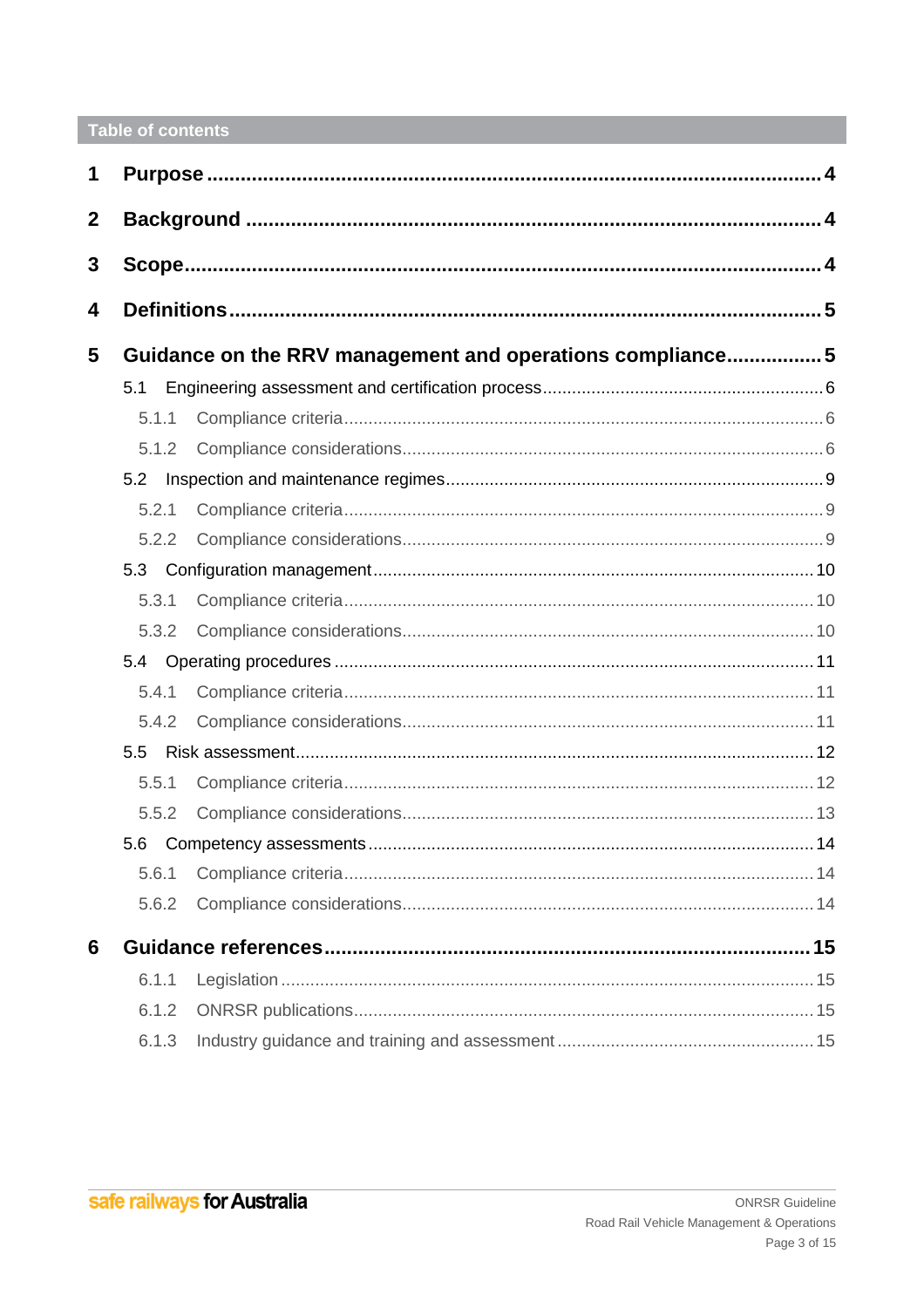## Table of contents

**1 Purpose** ....... **4**

**2 Background** ....... **4**

**3 Scope** ....... **4**

**4 Definitions** ....... **5**

**5 Guidance on the RRV management and operations compliance** ....... **5**

- 5.1 Engineering assessment and certification process ....... 6
  - 5.1.1 Compliance criteria ....... 6
  - 5.1.2 Compliance considerations ....... 6
- 5.2 Inspection and maintenance regimes ....... 9
  - 5.2.1 Compliance criteria ....... 9
  - 5.2.2 Compliance considerations ....... 9
- 5.3 Configuration management ....... 10
  - 5.3.1 Compliance criteria ....... 10
  - 5.3.2 Compliance considerations ....... 10
- 5.4 Operating procedures ....... 11
  - 5.4.1 Compliance criteria ....... 11
  - 5.4.2 Compliance considerations ....... 11
- 5.5 Risk assessment ....... 12
  - 5.5.1 Compliance criteria ....... 12
  - 5.5.2 Compliance considerations ....... 13
- 5.6 Competency assessments ....... 14
  - 5.6.1 Compliance criteria ....... 14
  - 5.6.2 Compliance considerations ....... 14

**6 Guidance references** ....... **15**

- 6.1.1 Legislation ....... 15
- 6.1.2 ONRSR publications ....... 15
- 6.1.3 Industry guidance and training and assessment ....... 15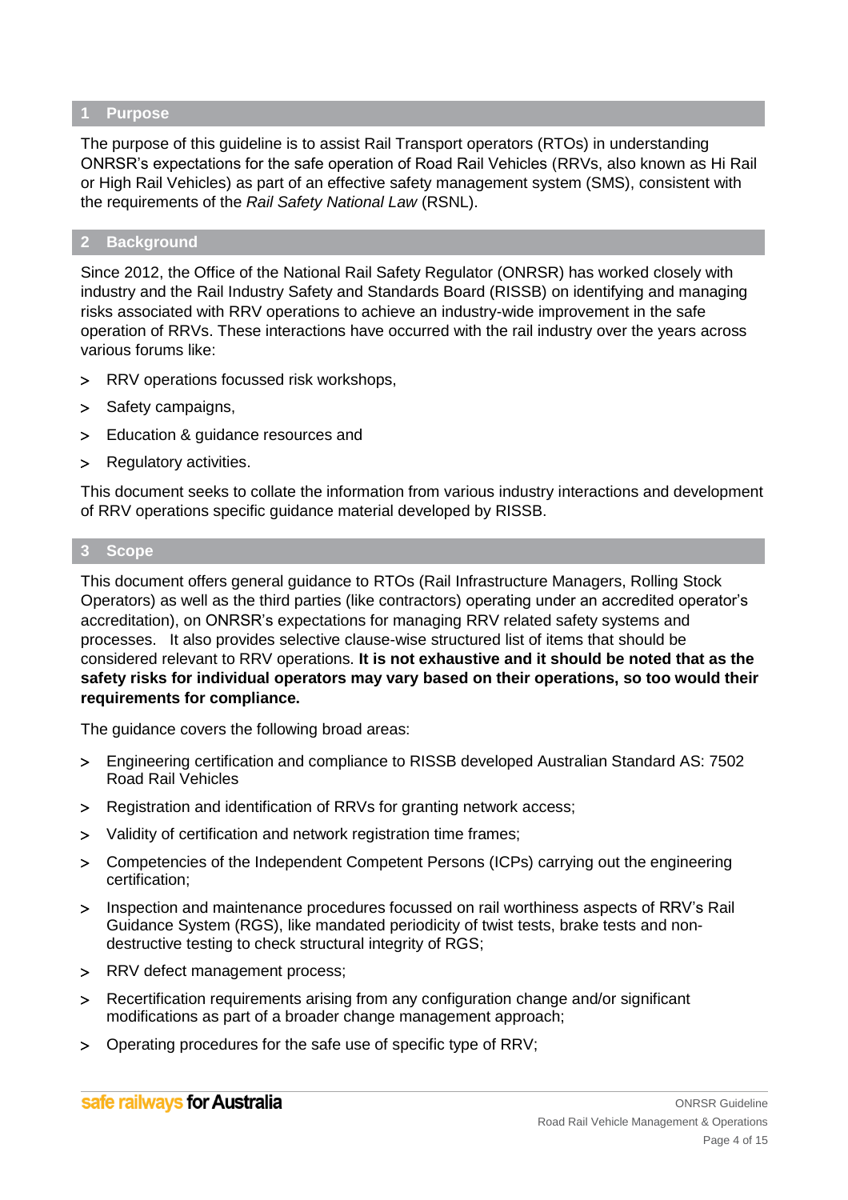## 1 Purpose

The purpose of this guideline is to assist Rail Transport operators (RTOs) in understanding ONRSR's expectations for the safe operation of Road Rail Vehicles (RRVs, also known as Hi Rail or High Rail Vehicles) as part of an effective safety management system (SMS), consistent with the requirements of the *Rail Safety National Law* (RSNL).

## 2 Background

Since 2012, the Office of the National Rail Safety Regulator (ONRSR) has worked closely with industry and the Rail Industry Safety and Standards Board (RISSB) on identifying and managing risks associated with RRV operations to achieve an industry-wide improvement in the safe operation of RRVs. These interactions have occurred with the rail industry over the years across various forums like:

- RRV operations focussed risk workshops,
- Safety campaigns,
- Education & guidance resources and
- Regulatory activities.

This document seeks to collate the information from various industry interactions and development of RRV operations specific guidance material developed by RISSB.

## 3 Scope

This document offers general guidance to RTOs (Rail Infrastructure Managers, Rolling Stock Operators) as well as the third parties (like contractors) operating under an accredited operator's accreditation), on ONRSR's expectations for managing RRV related safety systems and processes. It also provides selective clause-wise structured list of items that should be considered relevant to RRV operations. **It is not exhaustive and it should be noted that as the safety risks for individual operators may vary based on their operations, so too would their requirements for compliance.**

The guidance covers the following broad areas:

- Engineering certification and compliance to RISSB developed Australian Standard AS: 7502 Road Rail Vehicles
- Registration and identification of RRVs for granting network access;
- Validity of certification and network registration time frames;
- Competencies of the Independent Competent Persons (ICPs) carrying out the engineering certification;
- Inspection and maintenance procedures focussed on rail worthiness aspects of RRV's Rail Guidance System (RGS), like mandated periodicity of twist tests, brake tests and non-destructive testing to check structural integrity of RGS;
- RRV defect management process;
- Recertification requirements arising from any configuration change and/or significant modifications as part of a broader change management approach;
- Operating procedures for the safe use of specific type of RRV;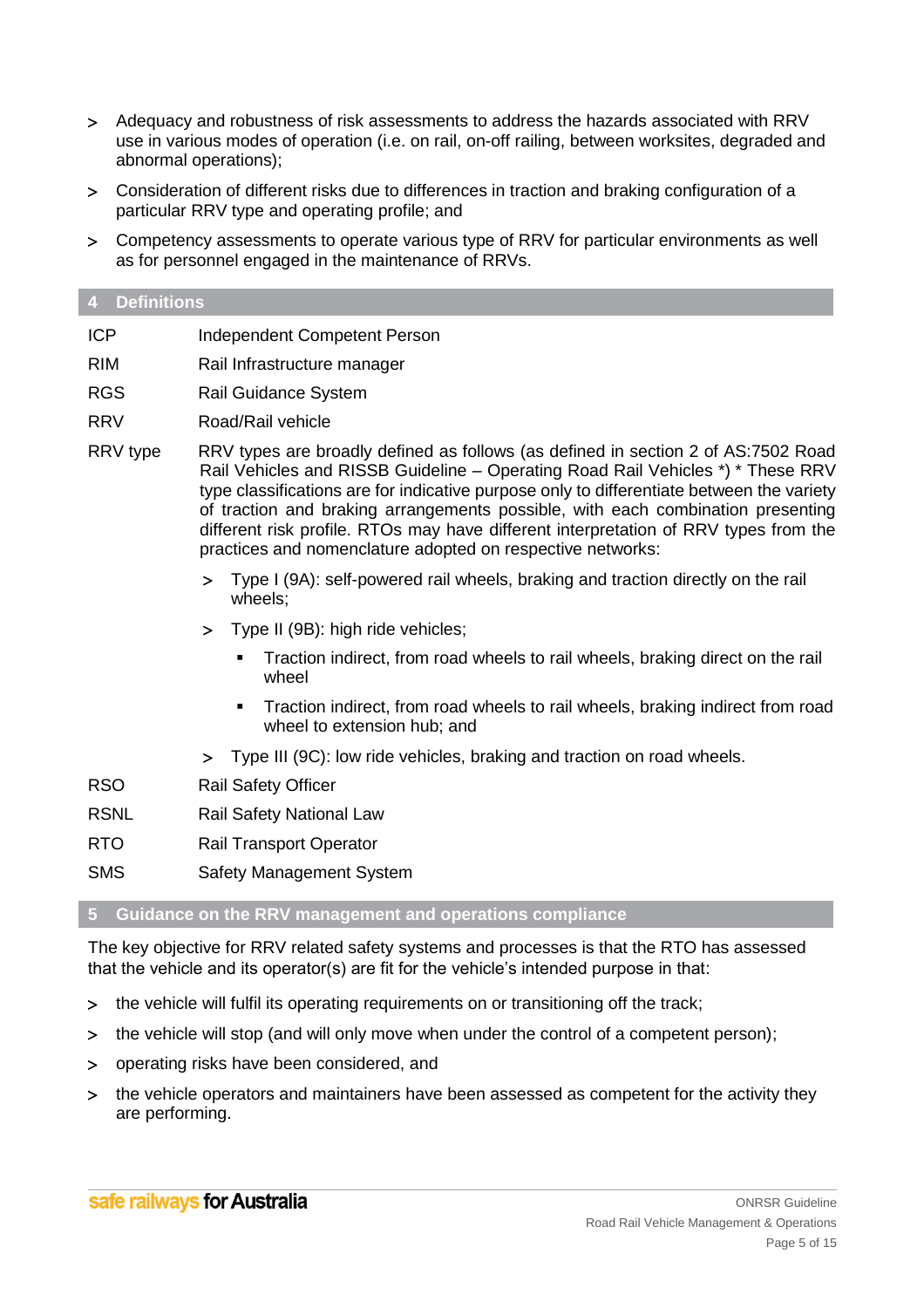- Adequacy and robustness of risk assessments to address the hazards associated with RRV use in various modes of operation (i.e. on rail, on-off railing, between worksites, degraded and abnormal operations);
- Consideration of different risks due to differences in traction and braking configuration of a particular RRV type and operating profile; and
- Competency assessments to operate various type of RRV for particular environments as well as for personnel engaged in the maintenance of RRVs.

## 4 Definitions

| | |
|---|---|
| ICP | Independent Competent Person |
| RIM | Rail Infrastructure manager |
| RGS | Rail Guidance System |
| RRV | Road/Rail vehicle |
| RRV type | RRV types are broadly defined as follows (as defined in section 2 of AS:7502 Road Rail Vehicles and RISSB Guideline – Operating Road Rail Vehicles *) * These RRV type classifications are for indicative purpose only to differentiate between the variety of traction and braking arrangements possible, with each combination presenting different risk profile. RTOs may have different interpretation of RRV types from the practices and nomenclature adopted on respective networks: |

- Type I (9A): self-powered rail wheels, braking and traction directly on the rail wheels;
- Type II (9B): high ride vehicles;
  - Traction indirect, from road wheels to rail wheels, braking direct on the rail wheel
  - Traction indirect, from road wheels to rail wheels, braking indirect from road wheel to extension hub; and
- Type III (9C): low ride vehicles, braking and traction on road wheels.

| | |
|---|---|
| RSO | Rail Safety Officer |
| RSNL | Rail Safety National Law |
| RTO | Rail Transport Operator |
| SMS | Safety Management System |

## 5 Guidance on the RRV management and operations compliance

The key objective for RRV related safety systems and processes is that the RTO has assessed that the vehicle and its operator(s) are fit for the vehicle's intended purpose in that:

- the vehicle will fulfil its operating requirements on or transitioning off the track;
- the vehicle will stop (and will only move when under the control of a competent person);
- operating risks have been considered, and
- the vehicle operators and maintainers have been assessed as competent for the activity they are performing.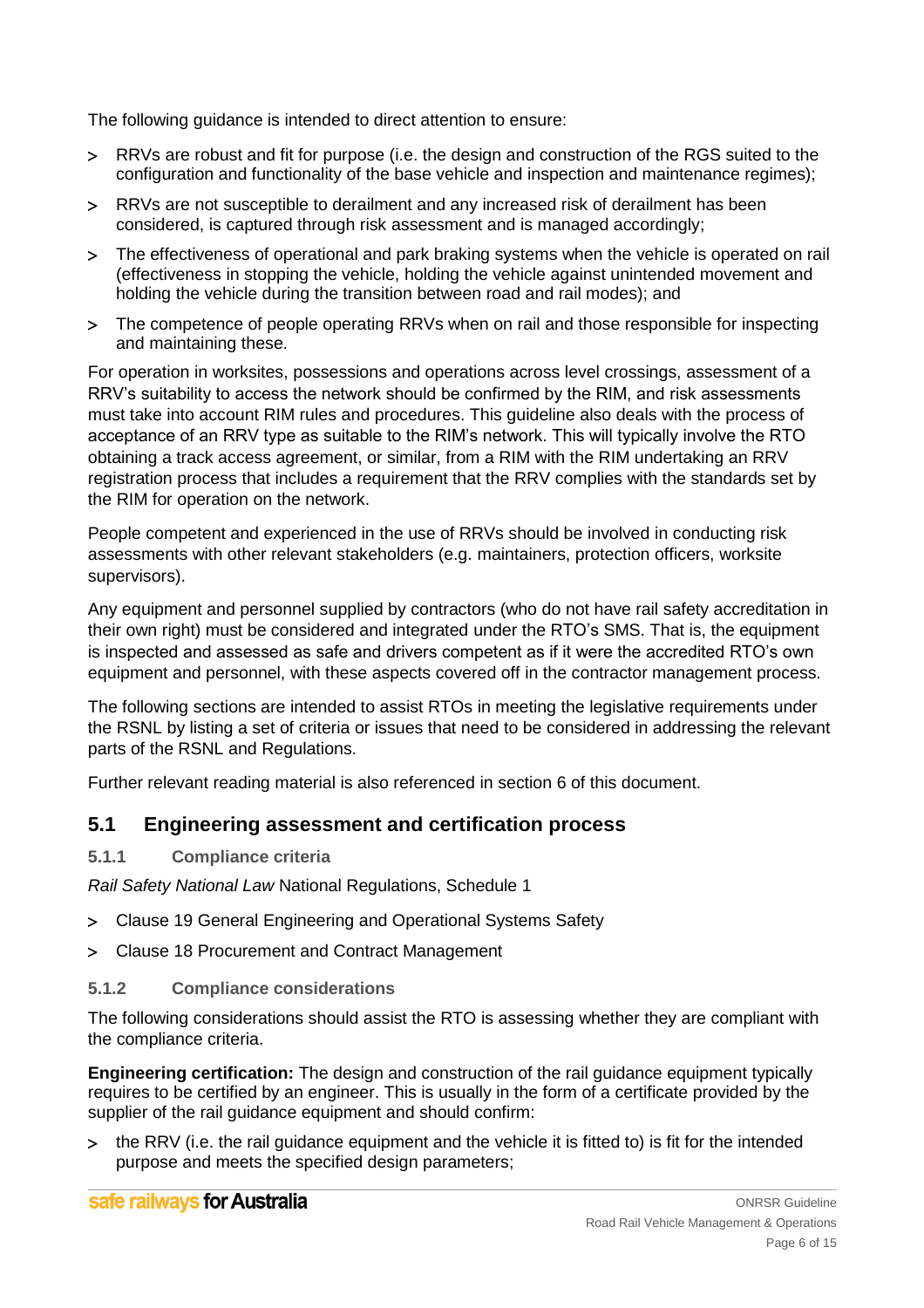The following guidance is intended to direct attention to ensure:

- RRVs are robust and fit for purpose (i.e. the design and construction of the RGS suited to the configuration and functionality of the base vehicle and inspection and maintenance regimes);
- RRVs are not susceptible to derailment and any increased risk of derailment has been considered, is captured through risk assessment and is managed accordingly;
- The effectiveness of operational and park braking systems when the vehicle is operated on rail (effectiveness in stopping the vehicle, holding the vehicle against unintended movement and holding the vehicle during the transition between road and rail modes); and
- The competence of people operating RRVs when on rail and those responsible for inspecting and maintaining these.

For operation in worksites, possessions and operations across level crossings, assessment of a RRV's suitability to access the network should be confirmed by the RIM, and risk assessments must take into account RIM rules and procedures. This guideline also deals with the process of acceptance of an RRV type as suitable to the RIM's network. This will typically involve the RTO obtaining a track access agreement, or similar, from a RIM with the RIM undertaking an RRV registration process that includes a requirement that the RRV complies with the standards set by the RIM for operation on the network.

People competent and experienced in the use of RRVs should be involved in conducting risk assessments with other relevant stakeholders (e.g. maintainers, protection officers, worksite supervisors).

Any equipment and personnel supplied by contractors (who do not have rail safety accreditation in their own right) must be considered and integrated under the RTO's SMS. That is, the equipment is inspected and assessed as safe and drivers competent as if it were the accredited RTO's own equipment and personnel, with these aspects covered off in the contractor management process.

The following sections are intended to assist RTOs in meeting the legislative requirements under the RSNL by listing a set of criteria or issues that need to be considered in addressing the relevant parts of the RSNL and Regulations.

Further relevant reading material is also referenced in section 6 of this document.

## 5.1 Engineering assessment and certification process

### 5.1.1 Compliance criteria

*Rail Safety National Law* National Regulations, Schedule 1

- Clause 19 General Engineering and Operational Systems Safety
- Clause 18 Procurement and Contract Management

### 5.1.2 Compliance considerations

The following considerations should assist the RTO is assessing whether they are compliant with the compliance criteria.

**Engineering certification:** The design and construction of the rail guidance equipment typically requires to be certified by an engineer. This is usually in the form of a certificate provided by the supplier of the rail guidance equipment and should confirm:

- the RRV (i.e. the rail guidance equipment and the vehicle it is fitted to) is fit for the intended purpose and meets the specified design parameters;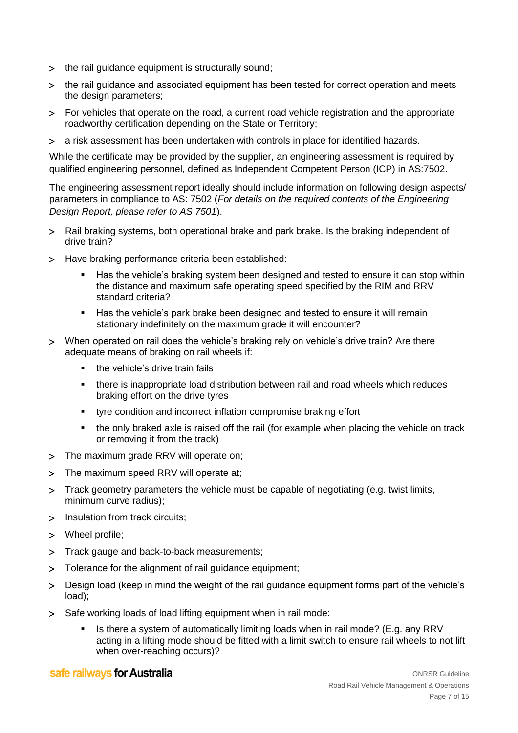- the rail guidance equipment is structurally sound;
- the rail guidance and associated equipment has been tested for correct operation and meets the design parameters;
- For vehicles that operate on the road, a current road vehicle registration and the appropriate roadworthy certification depending on the State or Territory;
- a risk assessment has been undertaken with controls in place for identified hazards.

While the certificate may be provided by the supplier, an engineering assessment is required by qualified engineering personnel, defined as Independent Competent Person (ICP) in AS:7502.

The engineering assessment report ideally should include information on following design aspects/ parameters in compliance to AS: 7502 (*For details on the required contents of the Engineering Design Report, please refer to AS 7501*).

- Rail braking systems, both operational brake and park brake. Is the braking independent of drive train?
- Have braking performance criteria been established:
  - Has the vehicle's braking system been designed and tested to ensure it can stop within the distance and maximum safe operating speed specified by the RIM and RRV standard criteria?
  - Has the vehicle's park brake been designed and tested to ensure it will remain stationary indefinitely on the maximum grade it will encounter?
- When operated on rail does the vehicle's braking rely on vehicle's drive train? Are there adequate means of braking on rail wheels if:
  - the vehicle's drive train fails
  - there is inappropriate load distribution between rail and road wheels which reduces braking effort on the drive tyres
  - tyre condition and incorrect inflation compromise braking effort
  - the only braked axle is raised off the rail (for example when placing the vehicle on track or removing it from the track)
- The maximum grade RRV will operate on;
- The maximum speed RRV will operate at;
- Track geometry parameters the vehicle must be capable of negotiating (e.g. twist limits, minimum curve radius);
- Insulation from track circuits;
- Wheel profile;
- Track gauge and back-to-back measurements;
- Tolerance for the alignment of rail guidance equipment;
- Design load (keep in mind the weight of the rail guidance equipment forms part of the vehicle's load);
- Safe working loads of load lifting equipment when in rail mode:
  - Is there a system of automatically limiting loads when in rail mode? (E.g. any RRV acting in a lifting mode should be fitted with a limit switch to ensure rail wheels to not lift when over-reaching occurs)?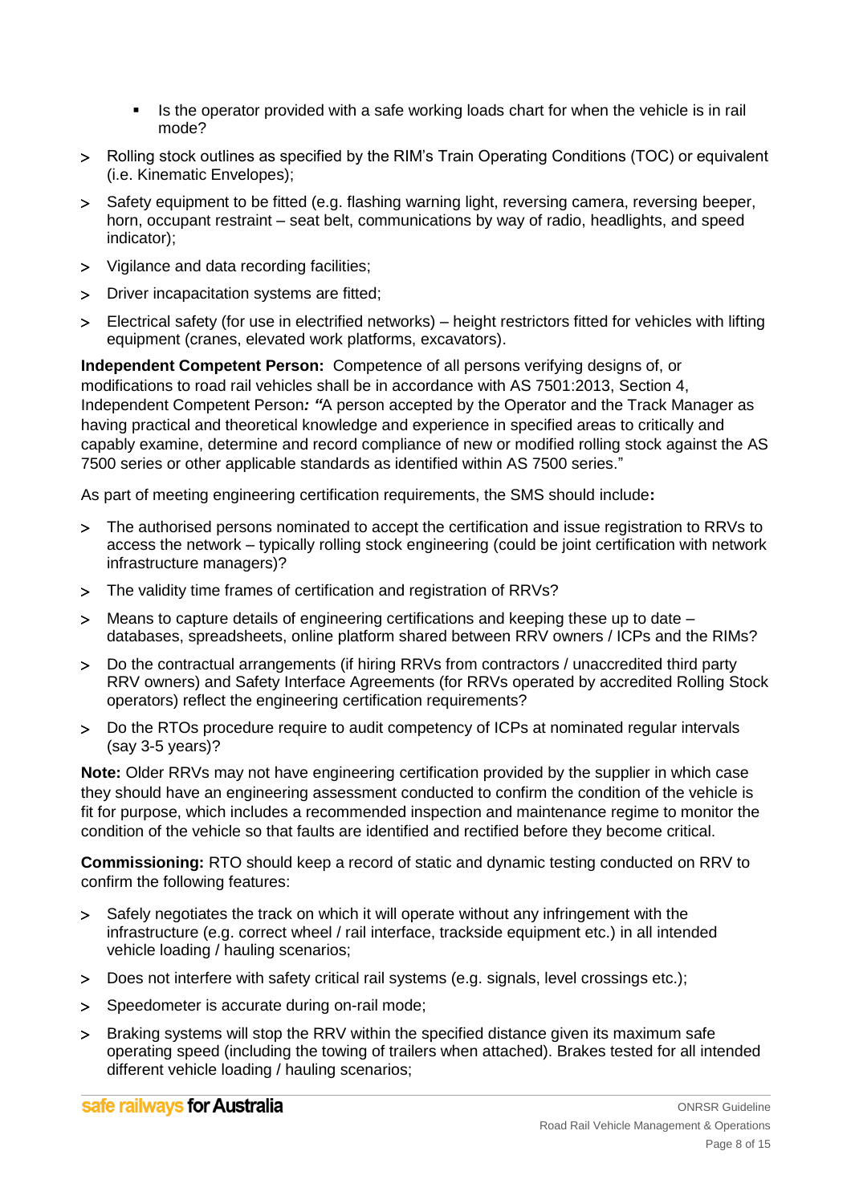- Is the operator provided with a safe working loads chart for when the vehicle is in rail mode?

- Rolling stock outlines as specified by the RIM's Train Operating Conditions (TOC) or equivalent (i.e. Kinematic Envelopes);
- Safety equipment to be fitted (e.g. flashing warning light, reversing camera, reversing beeper, horn, occupant restraint – seat belt, communications by way of radio, headlights, and speed indicator);
- Vigilance and data recording facilities;
- Driver incapacitation systems are fitted;
- Electrical safety (for use in electrified networks) – height restrictors fitted for vehicles with lifting equipment (cranes, elevated work platforms, excavators).

**Independent Competent Person:** Competence of all persons verifying designs of, or modifications to road rail vehicles shall be in accordance with AS 7501:2013, Section 4, Independent Competent Person***: "***A person accepted by the Operator and the Track Manager as having practical and theoretical knowledge and experience in specified areas to critically and capably examine, determine and record compliance of new or modified rolling stock against the AS 7500 series or other applicable standards as identified within AS 7500 series."

As part of meeting engineering certification requirements, the SMS should include**:**

- The authorised persons nominated to accept the certification and issue registration to RRVs to access the network – typically rolling stock engineering (could be joint certification with network infrastructure managers)?
- The validity time frames of certification and registration of RRVs?
- Means to capture details of engineering certifications and keeping these up to date – databases, spreadsheets, online platform shared between RRV owners / ICPs and the RIMs?
- Do the contractual arrangements (if hiring RRVs from contractors / unaccredited third party RRV owners) and Safety Interface Agreements (for RRVs operated by accredited Rolling Stock operators) reflect the engineering certification requirements?
- Do the RTOs procedure require to audit competency of ICPs at nominated regular intervals (say 3-5 years)?

**Note:** Older RRVs may not have engineering certification provided by the supplier in which case they should have an engineering assessment conducted to confirm the condition of the vehicle is fit for purpose, which includes a recommended inspection and maintenance regime to monitor the condition of the vehicle so that faults are identified and rectified before they become critical.

**Commissioning:** RTO should keep a record of static and dynamic testing conducted on RRV to confirm the following features:

- Safely negotiates the track on which it will operate without any infringement with the infrastructure (e.g. correct wheel / rail interface, trackside equipment etc.) in all intended vehicle loading / hauling scenarios;
- Does not interfere with safety critical rail systems (e.g. signals, level crossings etc.);
- Speedometer is accurate during on-rail mode;
- Braking systems will stop the RRV within the specified distance given its maximum safe operating speed (including the towing of trailers when attached). Brakes tested for all intended different vehicle loading / hauling scenarios;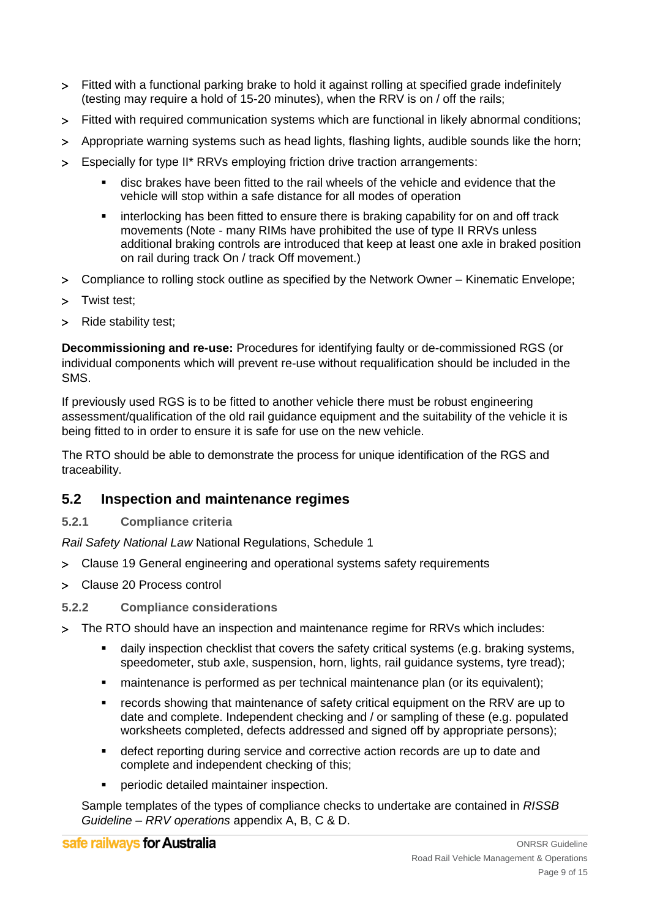- Fitted with a functional parking brake to hold it against rolling at specified grade indefinitely (testing may require a hold of 15-20 minutes), when the RRV is on / off the rails;
- Fitted with required communication systems which are functional in likely abnormal conditions;
- Appropriate warning systems such as head lights, flashing lights, audible sounds like the horn;
- Especially for type II* RRVs employing friction drive traction arrangements:
    - disc brakes have been fitted to the rail wheels of the vehicle and evidence that the vehicle will stop within a safe distance for all modes of operation
    - interlocking has been fitted to ensure there is braking capability for on and off track movements (Note - many RIMs have prohibited the use of type II RRVs unless additional braking controls are introduced that keep at least one axle in braked position on rail during track On / track Off movement.)
- Compliance to rolling stock outline as specified by the Network Owner – Kinematic Envelope;
- Twist test;
- Ride stability test;

**Decommissioning and re-use:** Procedures for identifying faulty or de-commissioned RGS (or individual components which will prevent re-use without requalification should be included in the SMS.

If previously used RGS is to be fitted to another vehicle there must be robust engineering assessment/qualification of the old rail guidance equipment and the suitability of the vehicle it is being fitted to in order to ensure it is safe for use on the new vehicle.

The RTO should be able to demonstrate the process for unique identification of the RGS and traceability.

## 5.2 Inspection and maintenance regimes

### 5.2.1 Compliance criteria

*Rail Safety National Law* National Regulations, Schedule 1

- Clause 19 General engineering and operational systems safety requirements
- Clause 20 Process control

### 5.2.2 Compliance considerations

- The RTO should have an inspection and maintenance regime for RRVs which includes:
    - daily inspection checklist that covers the safety critical systems (e.g. braking systems, speedometer, stub axle, suspension, horn, lights, rail guidance systems, tyre tread);
    - maintenance is performed as per technical maintenance plan (or its equivalent);
    - records showing that maintenance of safety critical equipment on the RRV are up to date and complete. Independent checking and / or sampling of these (e.g. populated worksheets completed, defects addressed and signed off by appropriate persons);
    - defect reporting during service and corrective action records are up to date and complete and independent checking of this;
    - periodic detailed maintainer inspection.

  Sample templates of the types of compliance checks to undertake are contained in *RISSB Guideline – RRV operations* appendix A, B, C & D.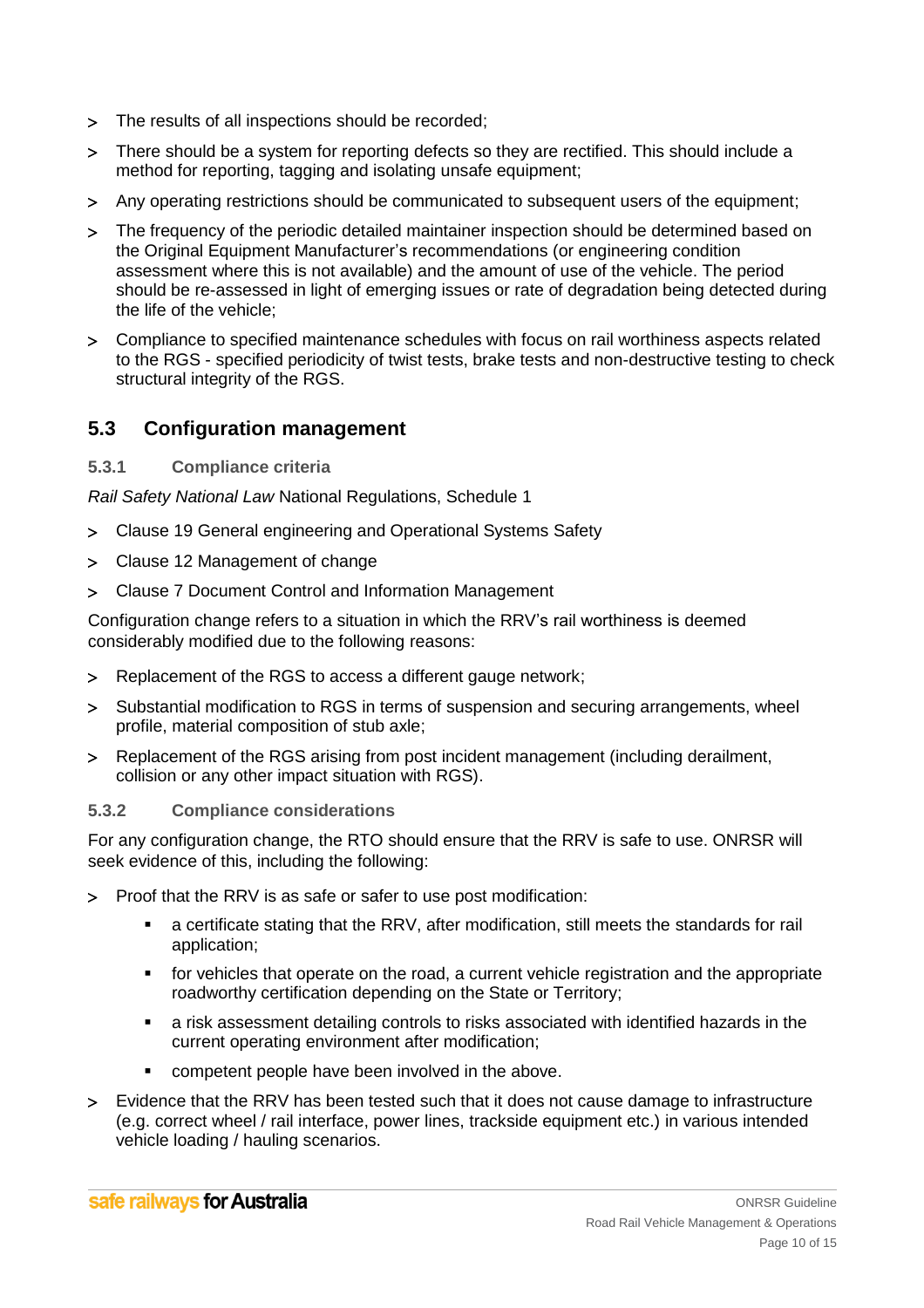- The results of all inspections should be recorded;
- There should be a system for reporting defects so they are rectified. This should include a method for reporting, tagging and isolating unsafe equipment;
- Any operating restrictions should be communicated to subsequent users of the equipment;
- The frequency of the periodic detailed maintainer inspection should be determined based on the Original Equipment Manufacturer's recommendations (or engineering condition assessment where this is not available) and the amount of use of the vehicle. The period should be re-assessed in light of emerging issues or rate of degradation being detected during the life of the vehicle;
- Compliance to specified maintenance schedules with focus on rail worthiness aspects related to the RGS - specified periodicity of twist tests, brake tests and non-destructive testing to check structural integrity of the RGS.

## 5.3 Configuration management

### 5.3.1 Compliance criteria

*Rail Safety National Law* National Regulations, Schedule 1

- Clause 19 General engineering and Operational Systems Safety
- Clause 12 Management of change
- Clause 7 Document Control and Information Management

Configuration change refers to a situation in which the RRV's rail worthiness is deemed considerably modified due to the following reasons:

- Replacement of the RGS to access a different gauge network;
- Substantial modification to RGS in terms of suspension and securing arrangements, wheel profile, material composition of stub axle;
- Replacement of the RGS arising from post incident management (including derailment, collision or any other impact situation with RGS).

### 5.3.2 Compliance considerations

For any configuration change, the RTO should ensure that the RRV is safe to use. ONRSR will seek evidence of this, including the following:

- Proof that the RRV is as safe or safer to use post modification:
    - a certificate stating that the RRV, after modification, still meets the standards for rail application;
    - for vehicles that operate on the road, a current vehicle registration and the appropriate roadworthy certification depending on the State or Territory;
    - a risk assessment detailing controls to risks associated with identified hazards in the current operating environment after modification;
    - competent people have been involved in the above.
- Evidence that the RRV has been tested such that it does not cause damage to infrastructure (e.g. correct wheel / rail interface, power lines, trackside equipment etc.) in various intended vehicle loading / hauling scenarios.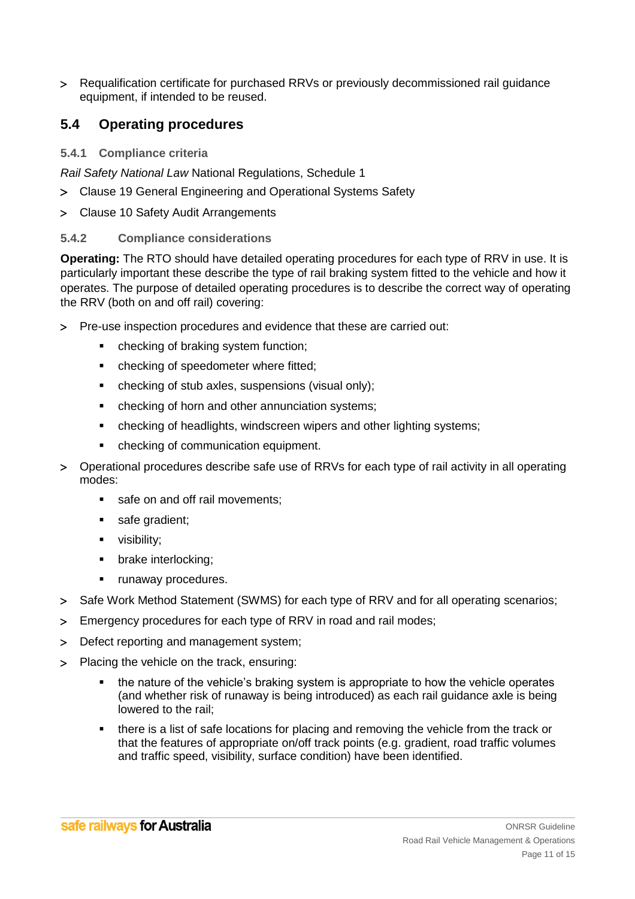- Requalification certificate for purchased RRVs or previously decommissioned rail guidance equipment, if intended to be reused.

## 5.4 Operating procedures

### 5.4.1 Compliance criteria

*Rail Safety National Law* National Regulations, Schedule 1

- Clause 19 General Engineering and Operational Systems Safety
- Clause 10 Safety Audit Arrangements

### 5.4.2 Compliance considerations

**Operating:** The RTO should have detailed operating procedures for each type of RRV in use. It is particularly important these describe the type of rail braking system fitted to the vehicle and how it operates. The purpose of detailed operating procedures is to describe the correct way of operating the RRV (both on and off rail) covering:

- Pre-use inspection procedures and evidence that these are carried out:
  - checking of braking system function;
  - checking of speedometer where fitted;
  - checking of stub axles, suspensions (visual only);
  - checking of horn and other annunciation systems;
  - checking of headlights, windscreen wipers and other lighting systems;
  - checking of communication equipment.
- Operational procedures describe safe use of RRVs for each type of rail activity in all operating modes:
  - safe on and off rail movements;
  - safe gradient;
  - visibility;
  - brake interlocking;
  - runaway procedures.
- Safe Work Method Statement (SWMS) for each type of RRV and for all operating scenarios;
- Emergency procedures for each type of RRV in road and rail modes;
- Defect reporting and management system;
- Placing the vehicle on the track, ensuring:
  - the nature of the vehicle's braking system is appropriate to how the vehicle operates (and whether risk of runaway is being introduced) as each rail guidance axle is being lowered to the rail;
  - there is a list of safe locations for placing and removing the vehicle from the track or that the features of appropriate on/off track points (e.g. gradient, road traffic volumes and traffic speed, visibility, surface condition) have been identified.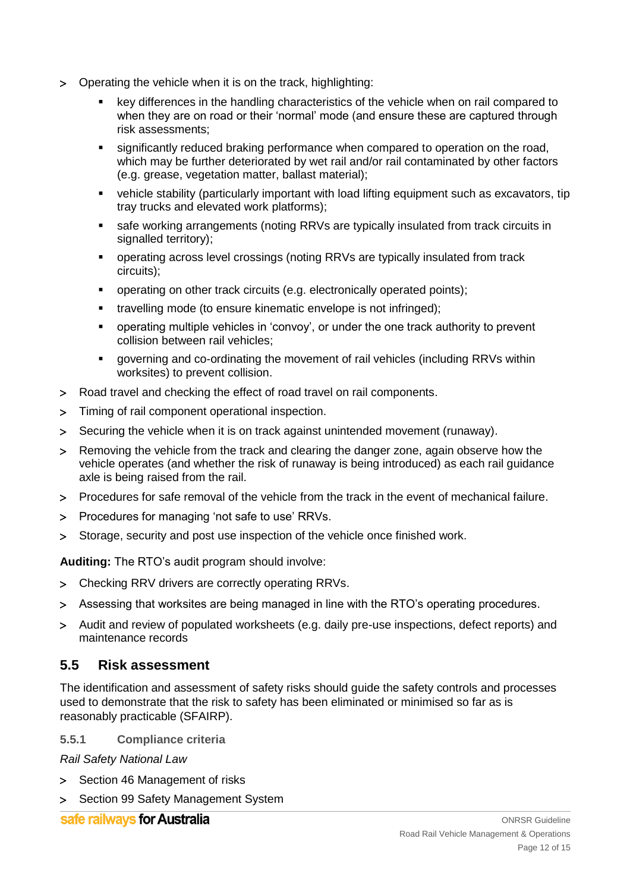- Operating the vehicle when it is on the track, highlighting:
  - key differences in the handling characteristics of the vehicle when on rail compared to when they are on road or their 'normal' mode (and ensure these are captured through risk assessments;
  - significantly reduced braking performance when compared to operation on the road, which may be further deteriorated by wet rail and/or rail contaminated by other factors (e.g. grease, vegetation matter, ballast material);
  - vehicle stability (particularly important with load lifting equipment such as excavators, tip tray trucks and elevated work platforms);
  - safe working arrangements (noting RRVs are typically insulated from track circuits in signalled territory);
  - operating across level crossings (noting RRVs are typically insulated from track circuits);
  - operating on other track circuits (e.g. electronically operated points);
  - travelling mode (to ensure kinematic envelope is not infringed);
  - operating multiple vehicles in 'convoy', or under the one track authority to prevent collision between rail vehicles;
  - governing and co-ordinating the movement of rail vehicles (including RRVs within worksites) to prevent collision.
- Road travel and checking the effect of road travel on rail components.
- Timing of rail component operational inspection.
- Securing the vehicle when it is on track against unintended movement (runaway).
- Removing the vehicle from the track and clearing the danger zone, again observe how the vehicle operates (and whether the risk of runaway is being introduced) as each rail guidance axle is being raised from the rail.
- Procedures for safe removal of the vehicle from the track in the event of mechanical failure.
- Procedures for managing 'not safe to use' RRVs.
- Storage, security and post use inspection of the vehicle once finished work.

**Auditing:** The RTO's audit program should involve:

- Checking RRV drivers are correctly operating RRVs.
- Assessing that worksites are being managed in line with the RTO's operating procedures.
- Audit and review of populated worksheets (e.g. daily pre-use inspections, defect reports) and maintenance records

## 5.5 Risk assessment

The identification and assessment of safety risks should guide the safety controls and processes used to demonstrate that the risk to safety has been eliminated or minimised so far as is reasonably practicable (SFAIRP).

### 5.5.1 Compliance criteria

*Rail Safety National Law*

- Section 46 Management of risks
- Section 99 Safety Management System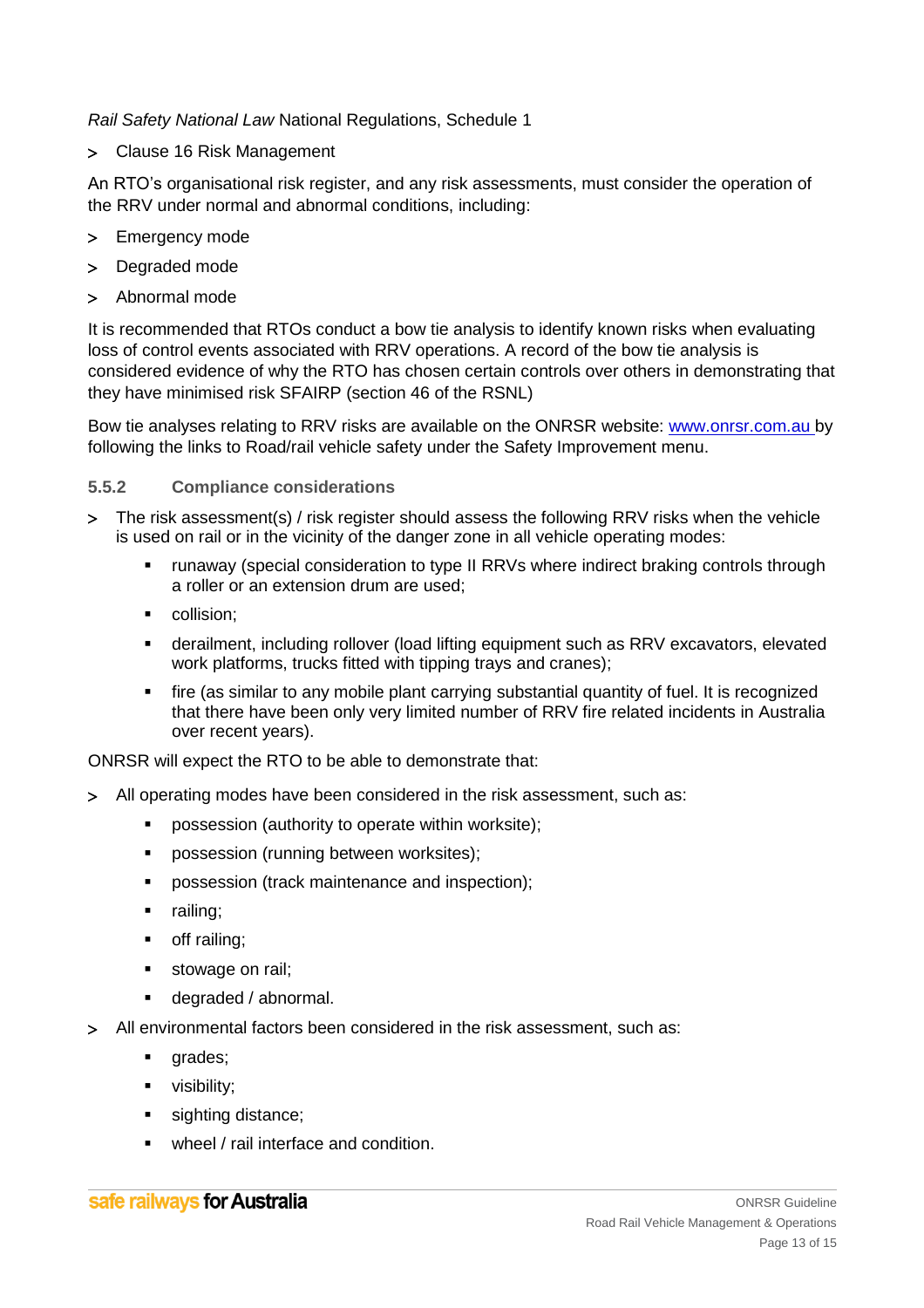*Rail Safety National Law* National Regulations, Schedule 1

- Clause 16 Risk Management

An RTO's organisational risk register, and any risk assessments, must consider the operation of the RRV under normal and abnormal conditions, including:

- Emergency mode
- Degraded mode
- Abnormal mode

It is recommended that RTOs conduct a bow tie analysis to identify known risks when evaluating loss of control events associated with RRV operations. A record of the bow tie analysis is considered evidence of why the RTO has chosen certain controls over others in demonstrating that they have minimised risk SFAIRP (section 46 of the RSNL)

Bow tie analyses relating to RRV risks are available on the ONRSR website: [www.onrsr.com.au](http://www.onrsr.com.au) by following the links to Road/rail vehicle safety under the Safety Improvement menu.

### 5.5.2 Compliance considerations

- The risk assessment(s) / risk register should assess the following RRV risks when the vehicle is used on rail or in the vicinity of the danger zone in all vehicle operating modes:
  - runaway (special consideration to type II RRVs where indirect braking controls through a roller or an extension drum are used;
  - collision;
  - derailment, including rollover (load lifting equipment such as RRV excavators, elevated work platforms, trucks fitted with tipping trays and cranes);
  - fire (as similar to any mobile plant carrying substantial quantity of fuel. It is recognized that there have been only very limited number of RRV fire related incidents in Australia over recent years).

ONRSR will expect the RTO to be able to demonstrate that:

- All operating modes have been considered in the risk assessment, such as:
  - possession (authority to operate within worksite);
  - possession (running between worksites);
  - possession (track maintenance and inspection);
  - railing;
  - off railing;
  - stowage on rail;
  - degraded / abnormal.
- All environmental factors been considered in the risk assessment, such as:
  - grades;
  - visibility;
  - sighting distance;
  - wheel / rail interface and condition.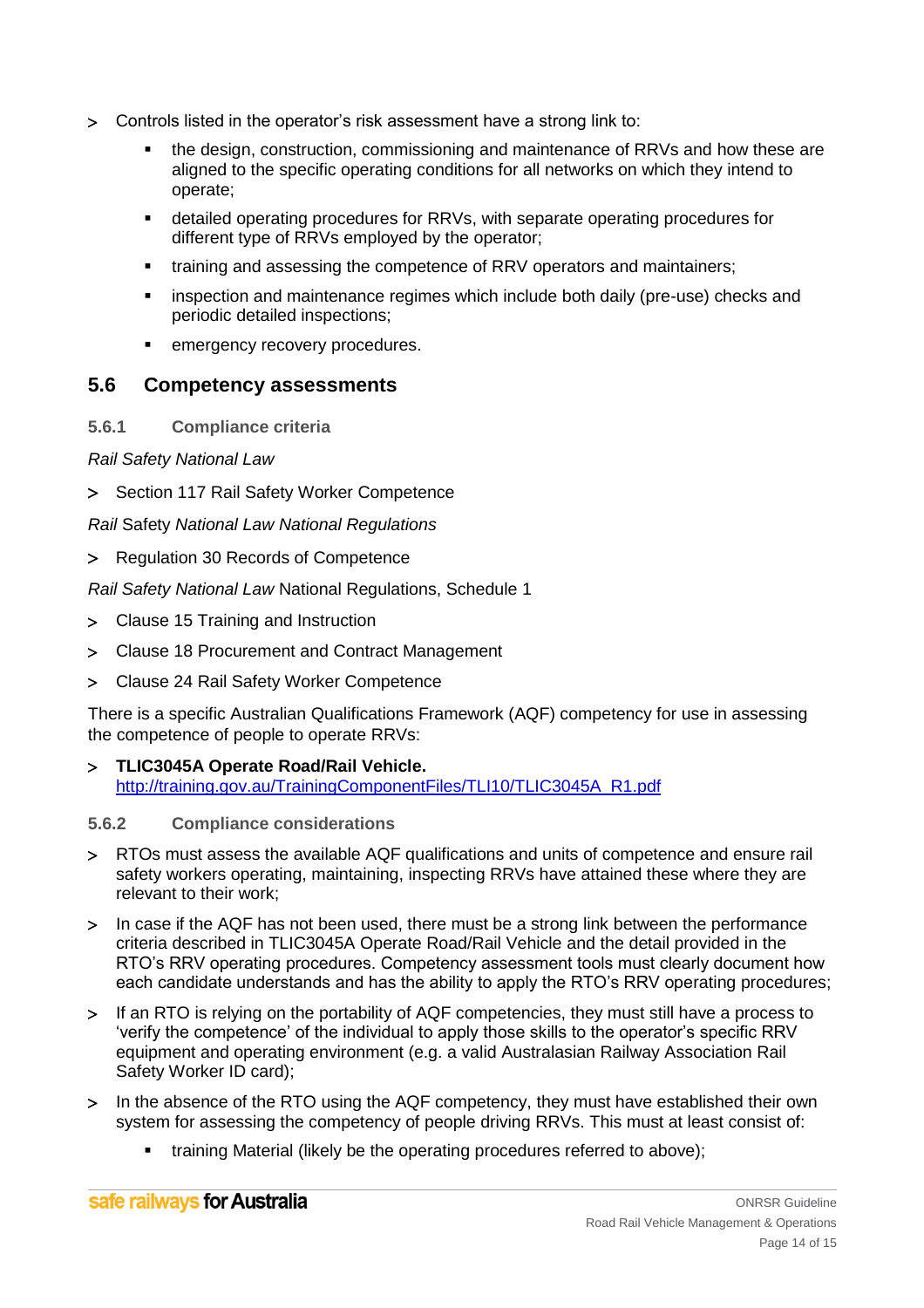- Controls listed in the operator's risk assessment have a strong link to:
  - the design, construction, commissioning and maintenance of RRVs and how these are aligned to the specific operating conditions for all networks on which they intend to operate;
  - detailed operating procedures for RRVs, with separate operating procedures for different type of RRVs employed by the operator;
  - training and assessing the competence of RRV operators and maintainers;
  - inspection and maintenance regimes which include both daily (pre-use) checks and periodic detailed inspections;
  - emergency recovery procedures.

## 5.6 Competency assessments

### 5.6.1 Compliance criteria

*Rail Safety National Law*

- Section 117 Rail Safety Worker Competence

*Rail* Safety *National Law National Regulations*

- Regulation 30 Records of Competence

*Rail Safety National Law* National Regulations, Schedule 1

- Clause 15 Training and Instruction
- Clause 18 Procurement and Contract Management
- Clause 24 Rail Safety Worker Competence

There is a specific Australian Qualifications Framework (AQF) competency for use in assessing the competence of people to operate RRVs:

- **TLIC3045A Operate Road/Rail Vehicle.**
  [http://training.gov.au/TrainingComponentFiles/TLI10/TLIC3045A_R1.pdf](http://training.gov.au/TrainingComponentFiles/TLI10/TLIC3045A_R1.pdf)

### 5.6.2 Compliance considerations

- RTOs must assess the available AQF qualifications and units of competence and ensure rail safety workers operating, maintaining, inspecting RRVs have attained these where they are relevant to their work;
- In case if the AQF has not been used, there must be a strong link between the performance criteria described in TLIC3045A Operate Road/Rail Vehicle and the detail provided in the RTO's RRV operating procedures. Competency assessment tools must clearly document how each candidate understands and has the ability to apply the RTO's RRV operating procedures;
- If an RTO is relying on the portability of AQF competencies, they must still have a process to 'verify the competence' of the individual to apply those skills to the operator's specific RRV equipment and operating environment (e.g. a valid Australasian Railway Association Rail Safety Worker ID card);
- In the absence of the RTO using the AQF competency, they must have established their own system for assessing the competency of people driving RRVs. This must at least consist of:
  - training Material (likely be the operating procedures referred to above);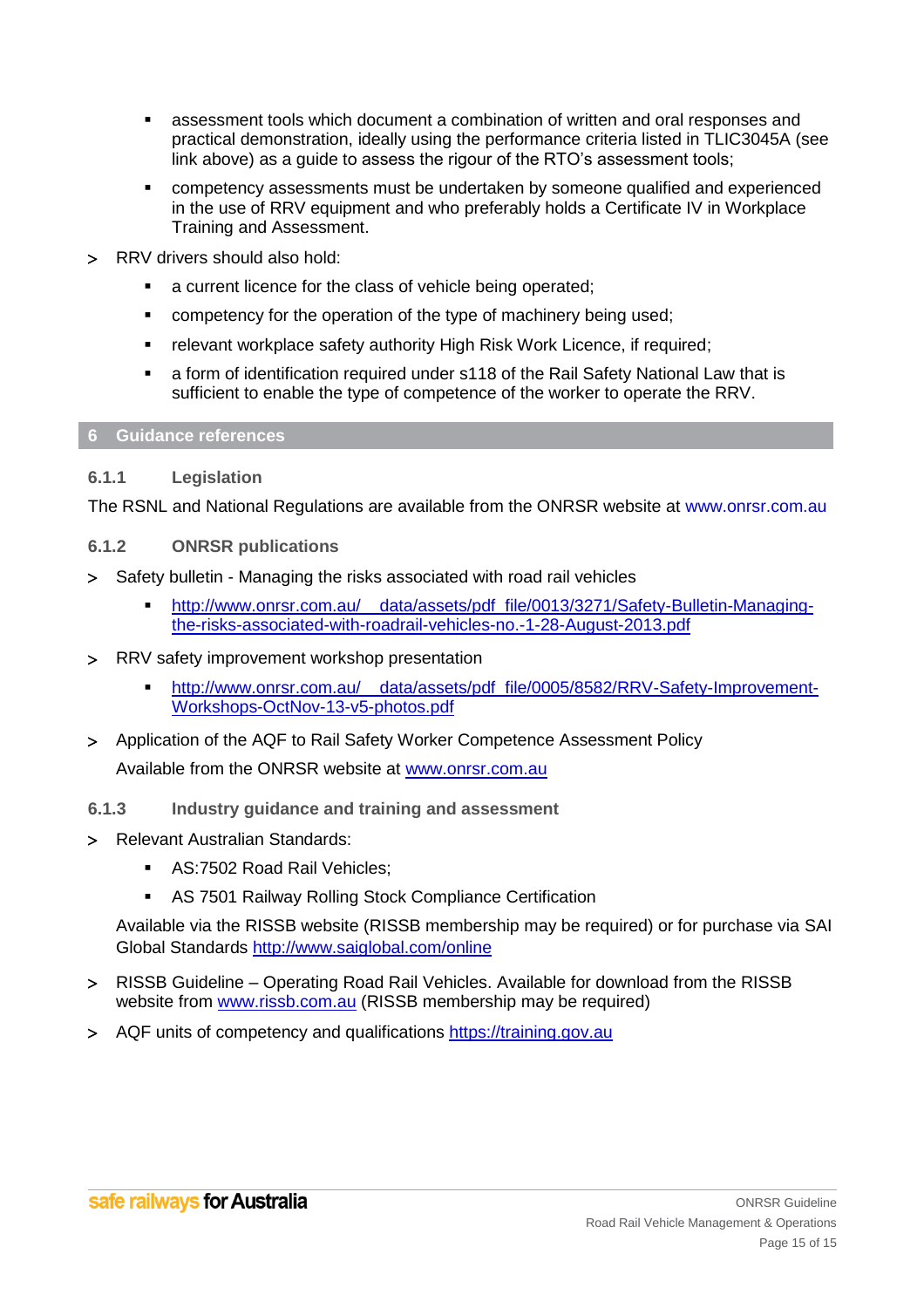- assessment tools which document a combination of written and oral responses and practical demonstration, ideally using the performance criteria listed in TLIC3045A (see link above) as a guide to assess the rigour of the RTO's assessment tools;
- competency assessments must be undertaken by someone qualified and experienced in the use of RRV equipment and who preferably holds a Certificate IV in Workplace Training and Assessment.

> RRV drivers should also hold:
>
> - a current licence for the class of vehicle being operated;
> - competency for the operation of the type of machinery being used;
> - relevant workplace safety authority High Risk Work Licence, if required;
> - a form of identification required under s118 of the Rail Safety National Law that is sufficient to enable the type of competence of the worker to operate the RRV.

# 6 Guidance references

### 6.1.1 Legislation

The RSNL and National Regulations are available from the ONRSR website at www.onrsr.com.au

### 6.1.2 ONRSR publications

> Safety bulletin - Managing the risks associated with road rail vehicles
>
> - http://www.onrsr.com.au/__data/assets/pdf_file/0013/3271/Safety-Bulletin-Managing-the-risks-associated-with-roadrail-vehicles-no.-1-28-August-2013.pdf

> RRV safety improvement workshop presentation
>
> - http://www.onrsr.com.au/__data/assets/pdf_file/0005/8582/RRV-Safety-Improvement-Workshops-OctNov-13-v5-photos.pdf

> Application of the AQF to Rail Safety Worker Competence Assessment Policy
>
> Available from the ONRSR website at www.onrsr.com.au

### 6.1.3 Industry guidance and training and assessment

> Relevant Australian Standards:
>
> - AS:7502 Road Rail Vehicles;
> - AS 7501 Railway Rolling Stock Compliance Certification
>
> Available via the RISSB website (RISSB membership may be required) or for purchase via SAI Global Standards http://www.saiglobal.com/online

> RISSB Guideline – Operating Road Rail Vehicles. Available for download from the RISSB website from www.rissb.com.au (RISSB membership may be required)

> AQF units of competency and qualifications https://training.gov.au